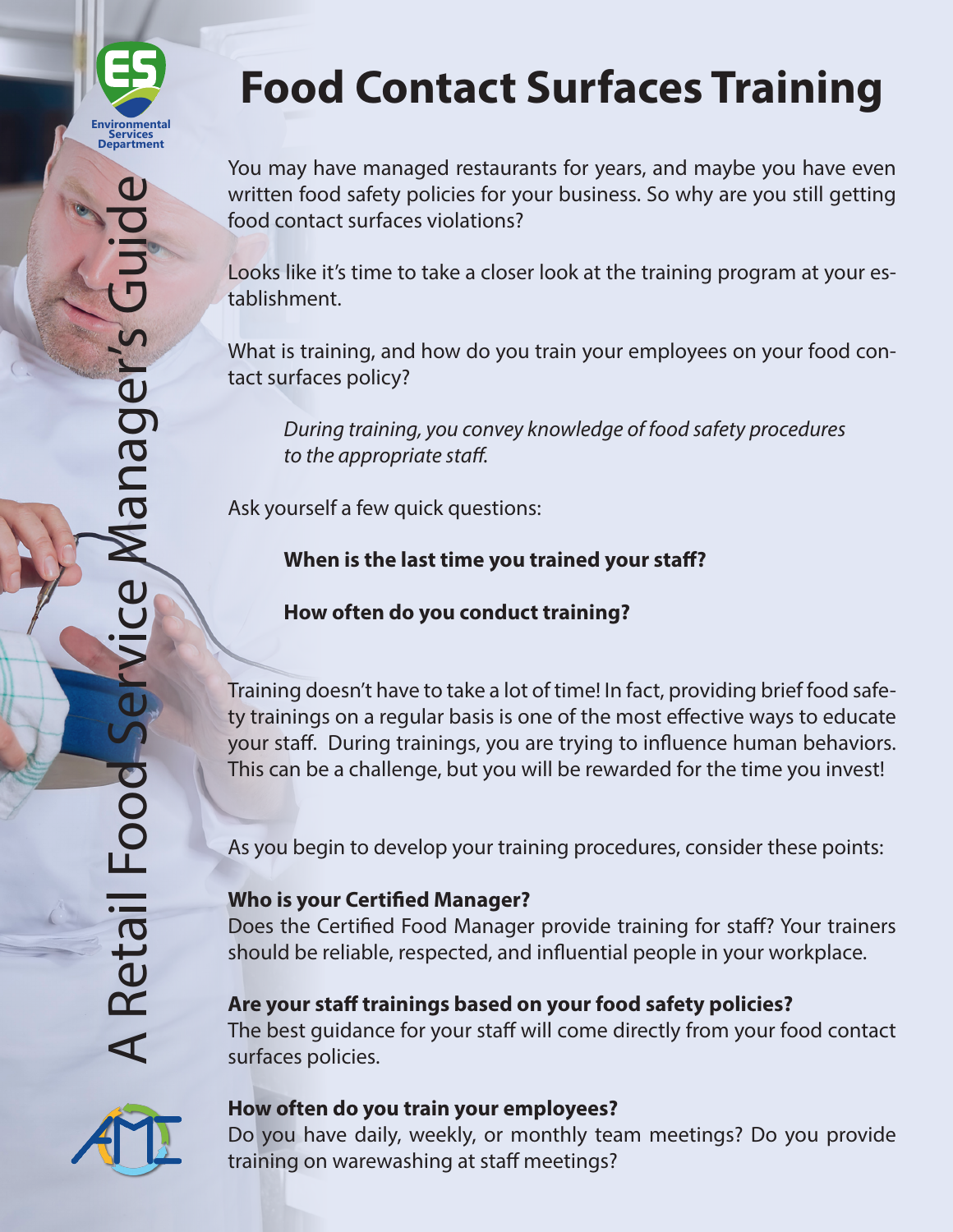Environmental Services Department

A Retail Food Service Manager's Guide

# Food Contact Surfaces Training

You may have managed restaurants for years, and maybe you have even written food safety policies for your business. So why are you still getting food contact surfaces violations?

Looks like it's time to take a closer look at the training program at your establishment.

What is training, and how do you train your employees on your food contact surfaces policy?

> *During training, you convey knowledge of food safety procedures to the appropriate staff.*

Ask yourself a few quick questions:

> **When is the last time you trained your staff?**
>
> **How often do you conduct training?**

Training doesn't have to take a lot of time! In fact, providing brief food safety trainings on a regular basis is one of the most effective ways to educate your staff. During trainings, you are trying to influence human behaviors. This can be a challenge, but you will be rewarded for the time you invest!

As you begin to develop your training procedures, consider these points:

**Who is your Certified Manager?**
Does the Certified Food Manager provide training for staff? Your trainers should be reliable, respected, and influential people in your workplace.

**Are your staff trainings based on your food safety policies?**
The best guidance for your staff will come directly from your food contact surfaces policies.

**How often do you train your employees?**
Do you have daily, weekly, or monthly team meetings? Do you provide training on warewashing at staff meetings?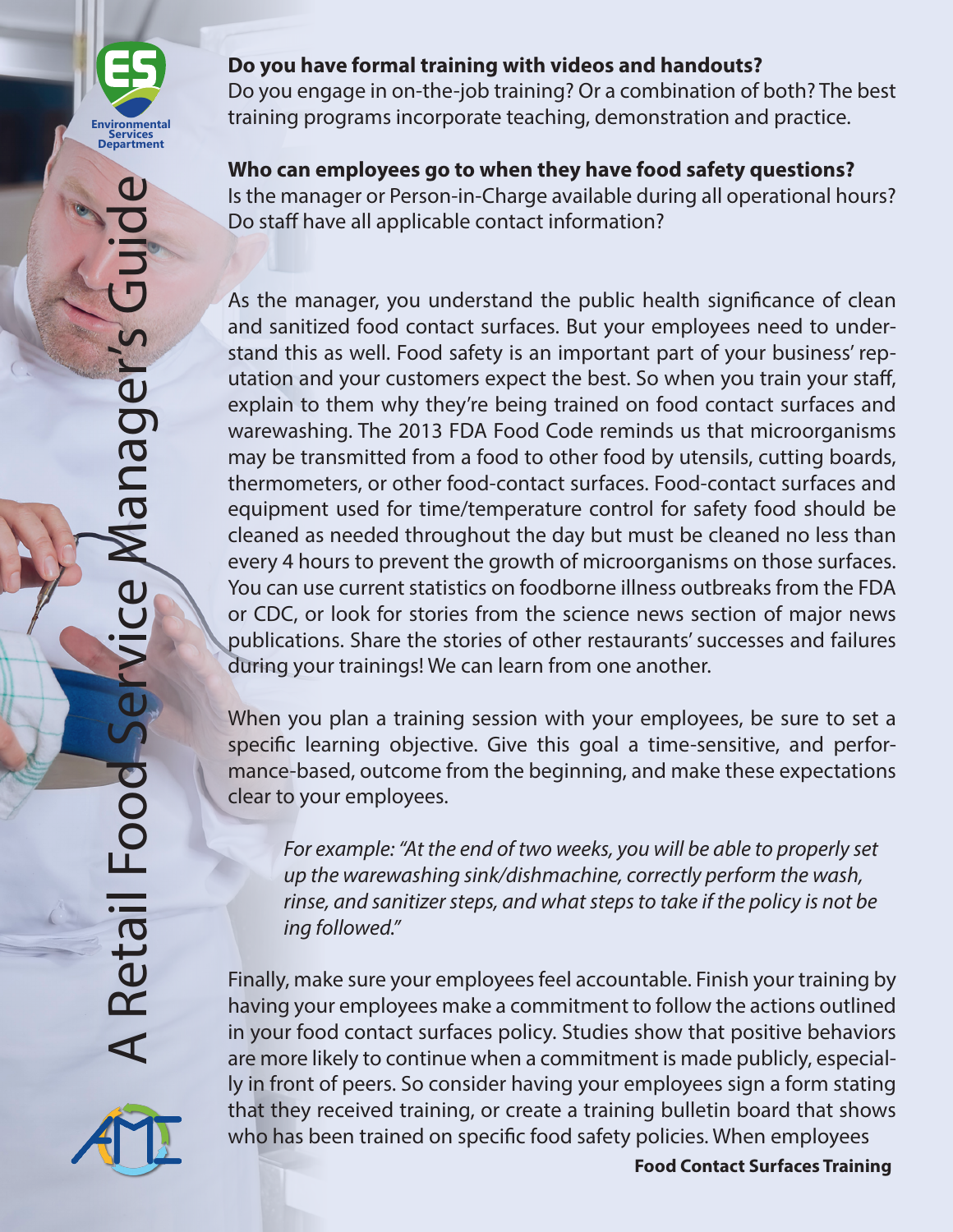**Do you have formal training with videos and handouts?**
Do you engage in on-the-job training? Or a combination of both? The best training programs incorporate teaching, demonstration and practice.

**Who can employees go to when they have food safety questions?**
Is the manager or Person-in-Charge available during all operational hours? Do staff have all applicable contact information?

As the manager, you understand the public health significance of clean and sanitized food contact surfaces. But your employees need to understand this as well. Food safety is an important part of your business' reputation and your customers expect the best. So when you train your staff, explain to them why they're being trained on food contact surfaces and warewashing. The 2013 FDA Food Code reminds us that microorganisms may be transmitted from a food to other food by utensils, cutting boards, thermometers, or other food-contact surfaces. Food-contact surfaces and equipment used for time/temperature control for safety food should be cleaned as needed throughout the day but must be cleaned no less than every 4 hours to prevent the growth of microorganisms on those surfaces. You can use current statistics on foodborne illness outbreaks from the FDA or CDC, or look for stories from the science news section of major news publications. Share the stories of other restaurants' successes and failures during your trainings! We can learn from one another.

When you plan a training session with your employees, be sure to set a specific learning objective. Give this goal a time-sensitive, and performance-based, outcome from the beginning, and make these expectations clear to your employees.

> *For example: "At the end of two weeks, you will be able to properly set up the warewashing sink/dishmachine, correctly perform the wash, rinse, and sanitizer steps, and what steps to take if the policy is not being followed."*

Finally, make sure your employees feel accountable. Finish your training by having your employees make a commitment to follow the actions outlined in your food contact surfaces policy. Studies show that positive behaviors are more likely to continue when a commitment is made publicly, especially in front of peers. So consider having your employees sign a form stating that they received training, or create a training bulletin board that shows who has been trained on specific food safety policies. When employees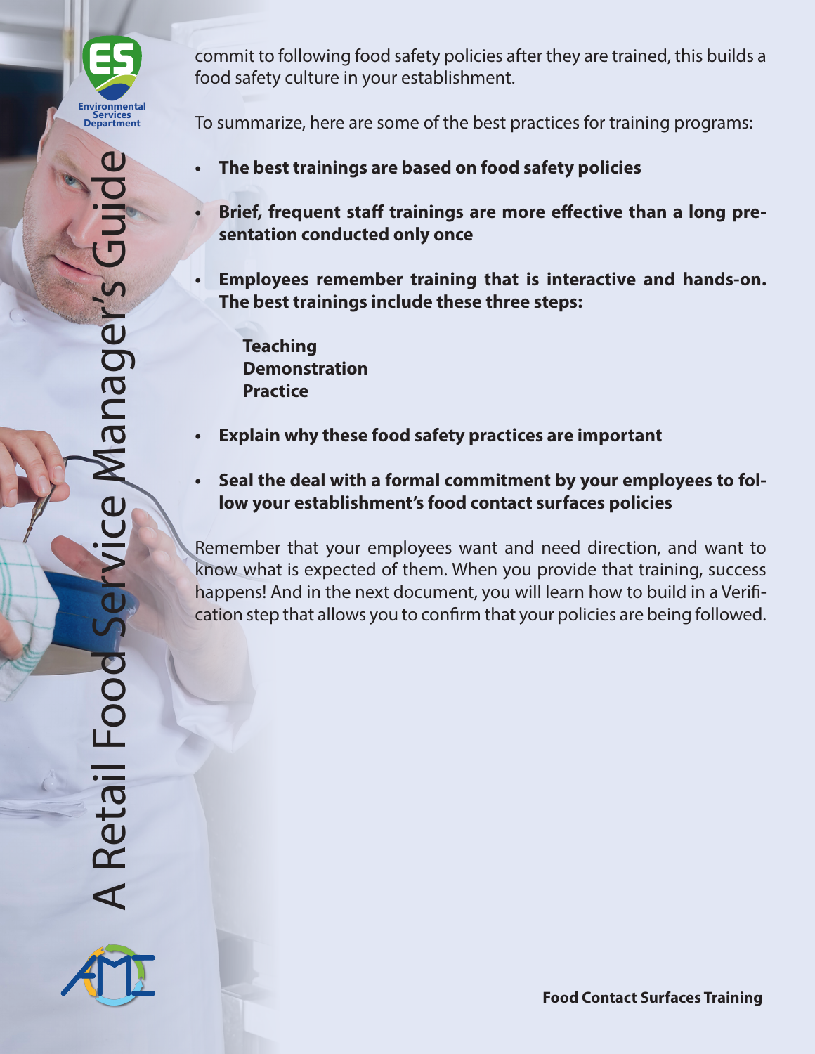commit to following food safety policies after they are trained, this builds a food safety culture in your establishment.

To summarize, here are some of the best practices for training programs:

- **The best trainings are based on food safety policies**
- **Brief, frequent staff trainings are more effective than a long presentation conducted only once**
- **Employees remember training that is interactive and hands-on. The best trainings include these three steps:**

  **Teaching**
  **Demonstration**
  **Practice**

- **Explain why these food safety practices are important**
- **Seal the deal with a formal commitment by your employees to follow your establishment's food contact surfaces policies**

Remember that your employees want and need direction, and want to know what is expected of them. When you provide that training, success happens! And in the next document, you will learn how to build in a Verification step that allows you to confirm that your policies are being followed.